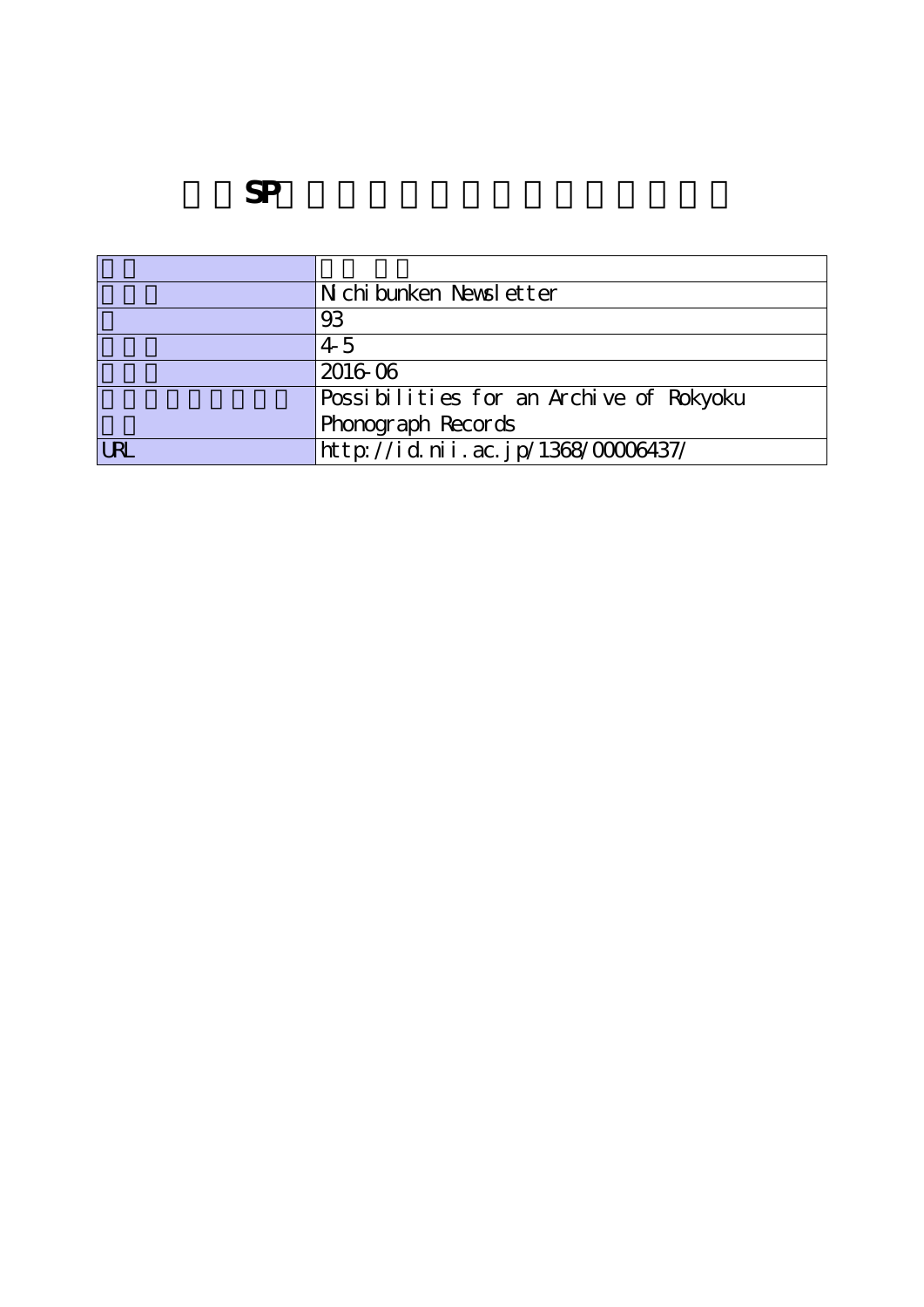# SP

| | |
|---|---|
| | |
| | Nichibunken Newsletter |
| | 93 |
| | 4-5 |
| | 2016-06 |
| | Possibilities for an Archive of Rokyoku Phonograph Records |
| URL | http://id.nii.ac.jp/1368/00006437/ |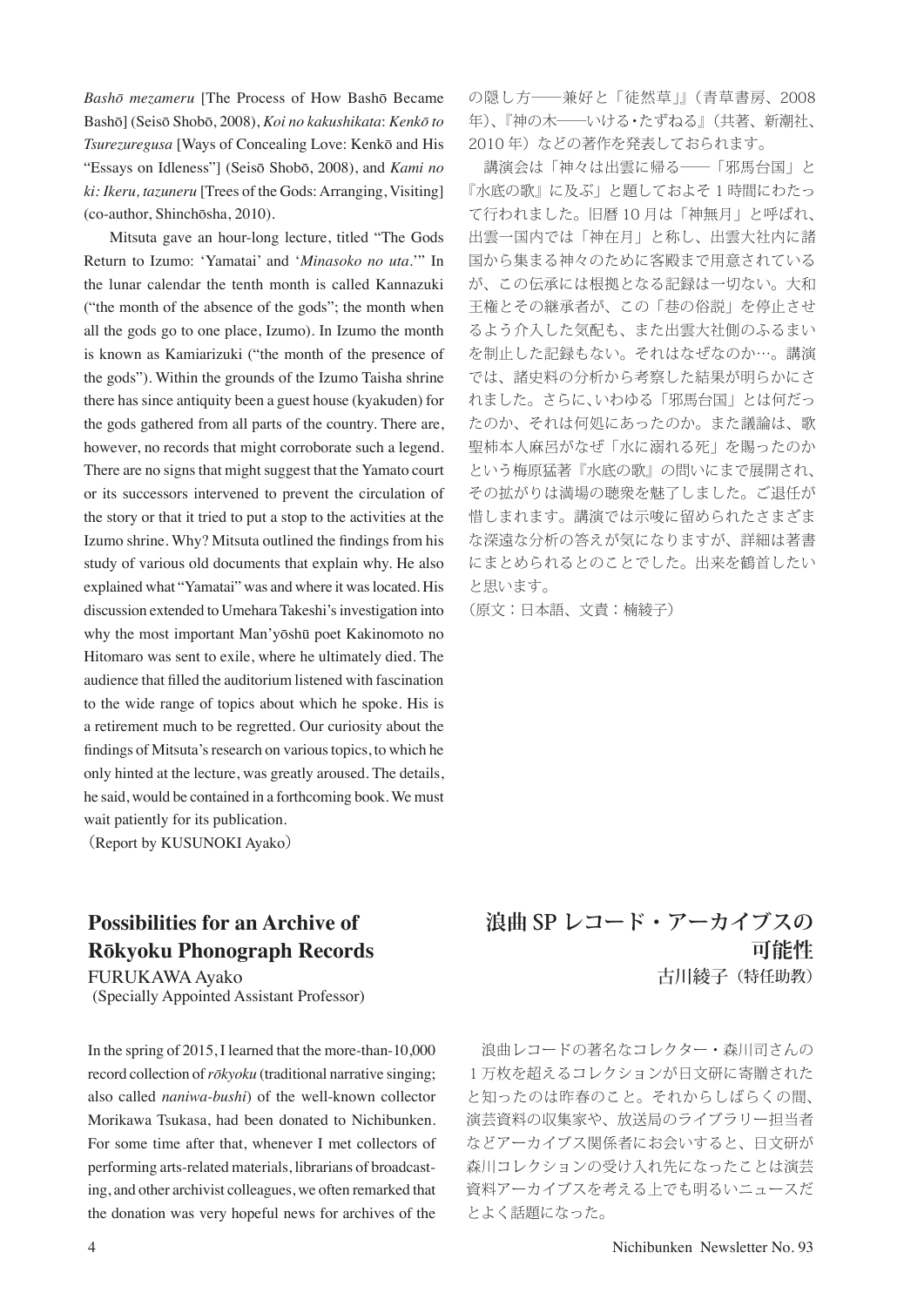*Bashō mezameru* [The Process of How Bashō Became Bashō] (Seisō Shobō, 2008), *Koi no kakushikata*: *Kenkō to Tsurezuregusa* [Ways of Concealing Love: Kenkō and His "Essays on Idleness"] (Seisō Shobō, 2008), and *Kami no ki: Ikeru, tazuneru* [Trees of the Gods: Arranging, Visiting] (co-author, Shinchōsha, 2010).

Mitsuta gave an hour-long lecture, titled "The Gods Return to Izumo: 'Yamatai' and '*Minasoko no uta*.'" In the lunar calendar the tenth month is called Kannazuki ("the month of the absence of the gods"; the month when all the gods go to one place, Izumo). In Izumo the month is known as Kamiarizuki ("the month of the presence of the gods"). Within the grounds of the Izumo Taisha shrine there has since antiquity been a guest house (kyakuden) for the gods gathered from all parts of the country. There are, however, no records that might corroborate such a legend. There are no signs that might suggest that the Yamato court or its successors intervened to prevent the circulation of the story or that it tried to put a stop to the activities at the Izumo shrine. Why? Mitsuta outlined the findings from his study of various old documents that explain why. He also explained what "Yamatai" was and where it was located. His discussion extended to Umehara Takeshi's investigation into why the most important Man'yōshū poet Kakinomoto no Hitomaro was sent to exile, where he ultimately died. The audience that filled the auditorium listened with fascination to the wide range of topics about which he spoke. His is a retirement much to be regretted. Our curiosity about the findings of Mitsuta's research on various topics, to which he only hinted at the lecture, was greatly aroused. The details, he said, would be contained in a forthcoming book. We must wait patiently for its publication.

（Report by KUSUNOKI Ayako）

の隠し方――兼好と「徒然草」』（青草書房、2008年）、『神の木――いける・たずねる』（共著、新潮社、2010年）などの著作を発表しておられます。

講演会は「神々は出雲に帰る――「邪馬台国」と『水底の歌』に及ぶ」と題しておよそ1時間にわたって行われました。旧暦10月は「神無月」と呼ばれ、出雲一国内では「神在月」と称し、出雲大社内に諸国から集まる神々のために客殿まで用意されているが、この伝承には根拠となる記録は一切ない。大和王権とその継承者が、この「巷の俗説」を停止させるよう介入した気配も、また出雲大社側のふるまいを制止した記録もない。それはなぜなのか…。講演では、諸史料の分析から考察した結果が明らかにされました。さらに、いわゆる「邪馬台国」とは何だったのか、それは何処にあったのか。また議論は、歌聖柿本人麻呂がなぜ「水に溺れる死」を賜ったのかという梅原猛著『水底の歌』の問いにまで展開され、その拡がりは満場の聴衆を魅了しました。ご退任が惜しまれます。講演では示唆に留められたさまざまな深遠な分析の答えが気になりますが、詳細は著書にまとめられるとのことでした。出来を鶴首したいと思います。

（原文：日本語、文責：楠綾子）

## Possibilities for an Archive of Rōkyoku Phonograph Records

FURUKAWA Ayako
(Specially Appointed Assistant Professor)

In the spring of 2015, I learned that the more-than-10,000 record collection of *rōkyoku* (traditional narrative singing; also called *naniwa-bushi*) of the well-known collector Morikawa Tsukasa, had been donated to Nichibunken. For some time after that, whenever I met collectors of performing arts-related materials, librarians of broadcasting, and other archivist colleagues, we often remarked that the donation was very hopeful news for archives of the

## 浪曲 SP レコード・アーカイブスの可能性

古川綾子（特任助教）

浪曲レコードの著名なコレクター・森川司さんの1万枚を超えるコレクションが日文研に寄贈されたと知ったのは昨春のこと。それからしばらくの間、演芸資料の収集家や、放送局のライブラリー担当者などアーカイブス関係者にお会いすると、日文研が森川コレクションの受け入れ先になったことは演芸資料アーカイブスを考える上でも明るいニュースだとよく話題になった。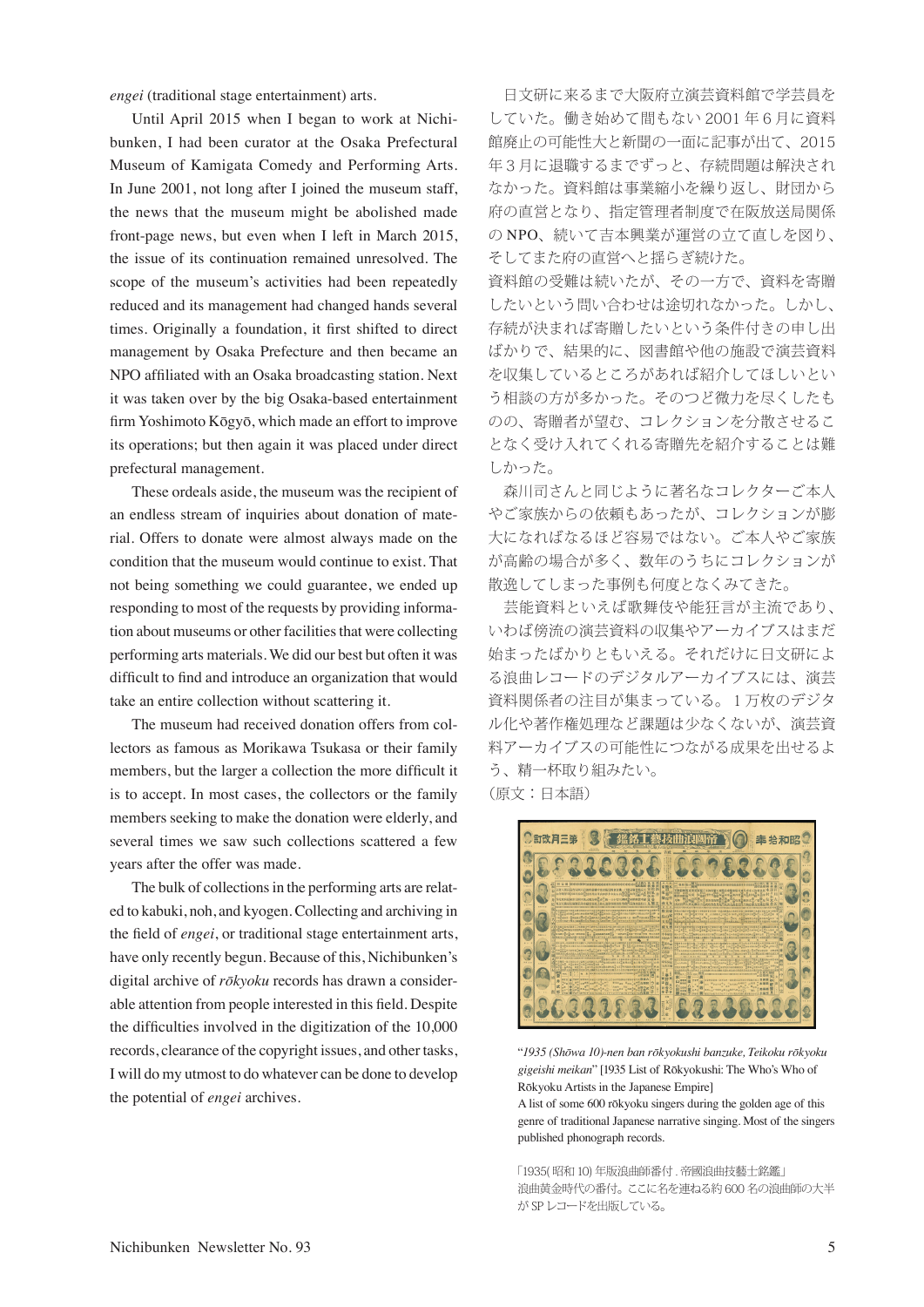*engei* (traditional stage entertainment) arts.

Until April 2015 when I began to work at Nichibunken, I had been curator at the Osaka Prefectural Museum of Kamigata Comedy and Performing Arts. In June 2001, not long after I joined the museum staff, the news that the museum might be abolished made front-page news, but even when I left in March 2015, the issue of its continuation remained unresolved. The scope of the museum's activities had been repeatedly reduced and its management had changed hands several times. Originally a foundation, it first shifted to direct management by Osaka Prefecture and then became an NPO affiliated with an Osaka broadcasting station. Next it was taken over by the big Osaka-based entertainment firm Yoshimoto Kōgyō, which made an effort to improve its operations; but then again it was placed under direct prefectural management.

These ordeals aside, the museum was the recipient of an endless stream of inquiries about donation of material. Offers to donate were almost always made on the condition that the museum would continue to exist. That not being something we could guarantee, we ended up responding to most of the requests by providing information about museums or other facilities that were collecting performing arts materials. We did our best but often it was difficult to find and introduce an organization that would take an entire collection without scattering it.

The museum had received donation offers from collectors as famous as Morikawa Tsukasa or their family members, but the larger a collection the more difficult it is to accept. In most cases, the collectors or the family members seeking to make the donation were elderly, and several times we saw such collections scattered a few years after the offer was made.

The bulk of collections in the performing arts are related to kabuki, noh, and kyogen. Collecting and archiving in the field of *engei*, or traditional stage entertainment arts, have only recently begun. Because of this, Nichibunken's digital archive of *rōkyoku* records has drawn a considerable attention from people interested in this field. Despite the difficulties involved in the digitization of the 10,000 records, clearance of the copyright issues, and other tasks, I will do my utmost to do whatever can be done to develop the potential of *engei* archives.

日文研に来るまで大阪府立演芸資料館で学芸員をしていた。働き始めて間もない2001年6月に資料館廃止の可能性大と新聞の一面に記事が出て、2015年3月に退職するまでずっと、存続問題は解決されなかった。資料館は事業縮小を繰り返し、財団から府の直営となり、指定管理者制度で在阪放送局関係のNPO、続いて吉本興業が運営の立て直しを図り、そしてまた府の直営へと揺らぎ続けた。

資料館の受難は続いたが、その一方で、資料を寄贈したいという問い合わせは途切れなかった。しかし、存続が決まれば寄贈したいという条件付きの申し出ばかりで、結果的に、図書館や他の施設で演芸資料を収集しているところがあれば紹介してほしいという相談の方が多かった。そのつど微力を尽くしたものの、寄贈者が望む、コレクションを分散させることなく受け入れてくれる寄贈先を紹介することは難しかった。

森川司さんと同じように著名なコレクターご本人やご家族からの依頼もあったが、コレクションが膨大になればなるほど容易ではない。ご本人やご家族が高齢の場合が多く、数年のうちにコレクションが散逸してしまった事例も何度となくみてきた。

芸能資料といえば歌舞伎や能狂言が主流であり、いわば傍流の演芸資料の収集やアーカイブスはまだ始まったばかりともいえる。それだけに日文研による浪曲レコードのデジタルアーカイブスには、演芸資料関係者の注目が集まっている。1万枚のデジタル化や著作権処理など課題は少なくないが、演芸資料アーカイブスの可能性につながる成果を出せるよう、精一杯取り組みたい。

（原文：日本語）

"*1935 (Shōwa 10)-nen ban rōkyokushi banzuke, Teikoku rōkyoku gigeishi meikan*" [1935 List of Rōkyokushi: The Who's Who of Rōkyoku Artists in the Japanese Empire]
A list of some 600 rōkyoku singers during the golden age of this genre of traditional Japanese narrative singing. Most of the singers published phonograph records.

「1935(昭和10)年版浪曲師番付. 帝國浪曲技藝士銘鑑」
浪曲黄金時代の番付。ここに名を連ねる約600名の浪曲師の大半がSPレコードを出版している。